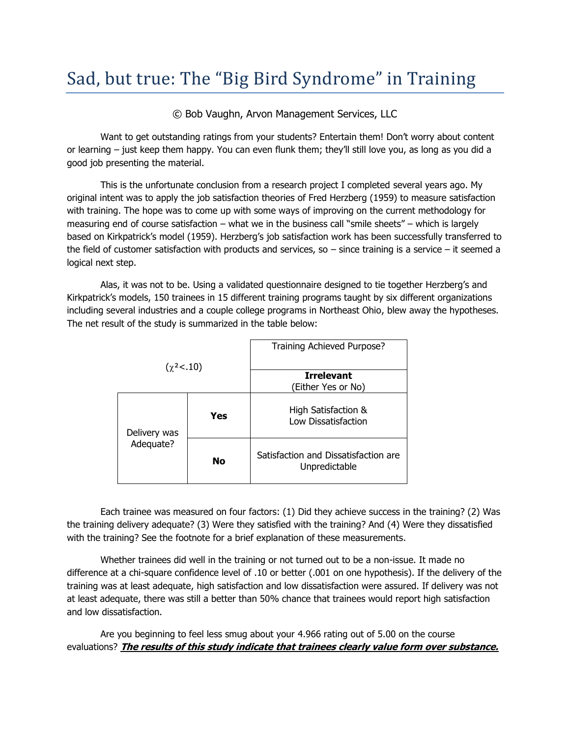# Sad, but true: The "Big Bird Syndrome" in Training

© Bob Vaughn, Arvon Management Services, LLC

Want to get outstanding ratings from your students? Entertain them! Don't worry about content or learning – just keep them happy. You can even flunk them; they'll still love you, as long as you did a good job presenting the material.

This is the unfortunate conclusion from a research project I completed several years ago. My original intent was to apply the job satisfaction theories of Fred Herzberg (1959) to measure satisfaction with training. The hope was to come up with some ways of improving on the current methodology for measuring end of course satisfaction – what we in the business call "smile sheets" – which is largely based on Kirkpatrick's model (1959). Herzberg's job satisfaction work has been successfully transferred to the field of customer satisfaction with products and services, so – since training is a service – it seemed a logical next step.

Alas, it was not to be. Using a validated questionnaire designed to tie together Herzberg's and Kirkpatrick's models, 150 trainees in 15 different training programs taught by six different organizations including several industries and a couple college programs in Northeast Ohio, blew away the hypotheses. The net result of the study is summarized in the table below:

| ($\chi^2$<.10) | | Training Achieved Purpose? |
|---|---|---|
| | | **Irrelevant** (Either Yes or No) |
| Delivery was Adequate? | **Yes** | High Satisfaction & Low Dissatisfaction |
| | **No** | Satisfaction and Dissatisfaction are Unpredictable |

Each trainee was measured on four factors: (1) Did they achieve success in the training? (2) Was the training delivery adequate? (3) Were they satisfied with the training? And (4) Were they dissatisfied with the training? See the footnote for a brief explanation of these measurements.

Whether trainees did well in the training or not turned out to be a non-issue. It made no difference at a chi-square confidence level of .10 or better (.001 on one hypothesis). If the delivery of the training was at least adequate, high satisfaction and low dissatisfaction were assured. If delivery was not at least adequate, there was still a better than 50% chance that trainees would report high satisfaction and low dissatisfaction.

Are you beginning to feel less smug about your 4.966 rating out of 5.00 on the course evaluations? ***<u>The results of this study indicate that trainees clearly value form over substance.</u>***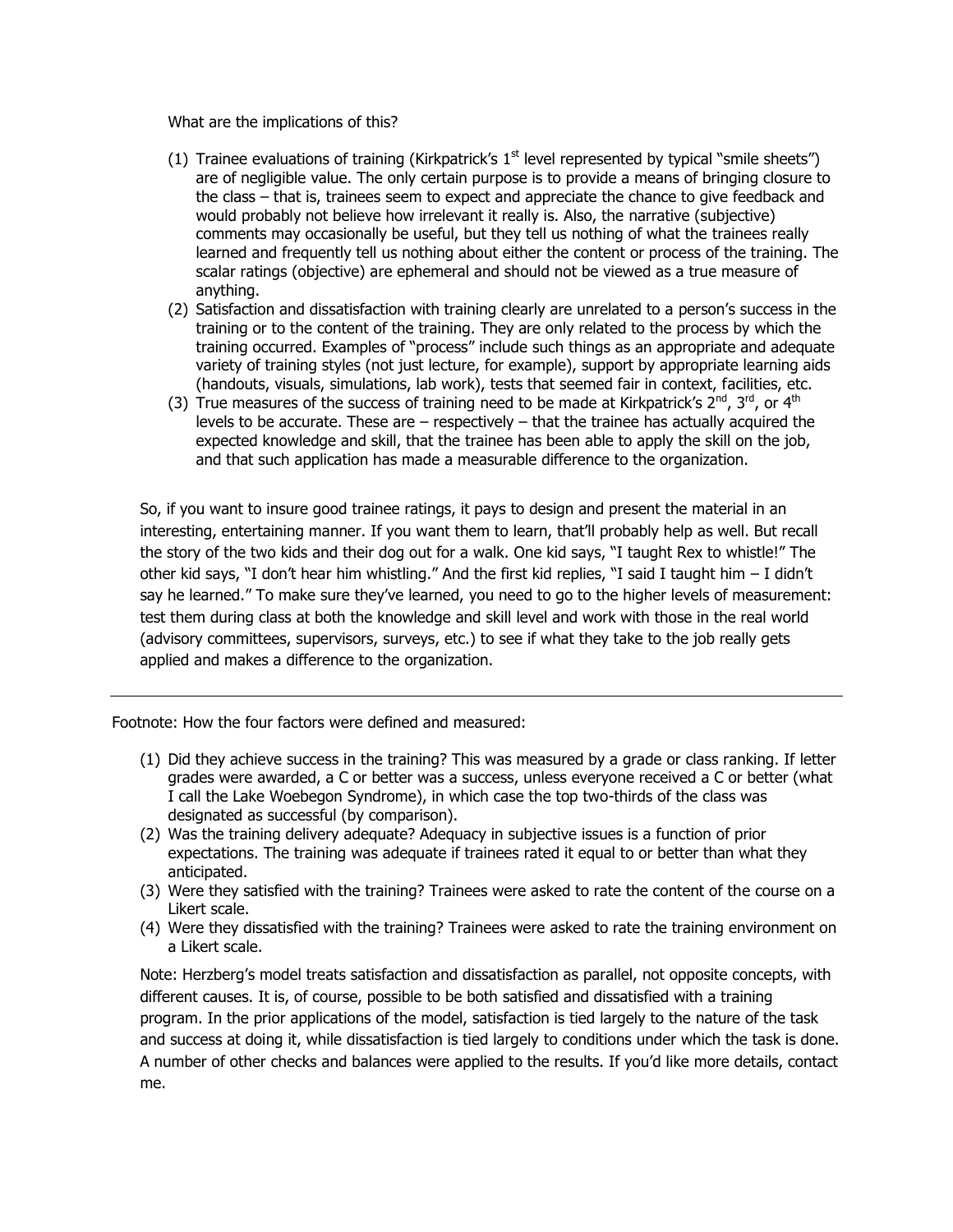What are the implications of this?

1. Trainee evaluations of training (Kirkpatrick's 1st level represented by typical "smile sheets") are of negligible value. The only certain purpose is to provide a means of bringing closure to the class – that is, trainees seem to expect and appreciate the chance to give feedback and would probably not believe how irrelevant it really is. Also, the narrative (subjective) comments may occasionally be useful, but they tell us nothing of what the trainees really learned and frequently tell us nothing about either the content or process of the training. The scalar ratings (objective) are ephemeral and should not be viewed as a true measure of anything.
2. Satisfaction and dissatisfaction with training clearly are unrelated to a person's success in the training or to the content of the training. They are only related to the process by which the training occurred. Examples of "process" include such things as an appropriate and adequate variety of training styles (not just lecture, for example), support by appropriate learning aids (handouts, visuals, simulations, lab work), tests that seemed fair in context, facilities, etc.
3. True measures of the success of training need to be made at Kirkpatrick's 2nd, 3rd, or 4th levels to be accurate. These are – respectively – that the trainee has actually acquired the expected knowledge and skill, that the trainee has been able to apply the skill on the job, and that such application has made a measurable difference to the organization.

So, if you want to insure good trainee ratings, it pays to design and present the material in an interesting, entertaining manner. If you want them to learn, that'll probably help as well. But recall the story of the two kids and their dog out for a walk. One kid says, "I taught Rex to whistle!" The other kid says, "I don't hear him whistling." And the first kid replies, "I said I taught him – I didn't say he learned." To make sure they've learned, you need to go to the higher levels of measurement: test them during class at both the knowledge and skill level and work with those in the real world (advisory committees, supervisors, surveys, etc.) to see if what they take to the job really gets applied and makes a difference to the organization.

---

Footnote: How the four factors were defined and measured:

1. Did they achieve success in the training? This was measured by a grade or class ranking. If letter grades were awarded, a C or better was a success, unless everyone received a C or better (what I call the Lake Woebegon Syndrome), in which case the top two-thirds of the class was designated as successful (by comparison).
2. Was the training delivery adequate? Adequacy in subjective issues is a function of prior expectations. The training was adequate if trainees rated it equal to or better than what they anticipated.
3. Were they satisfied with the training? Trainees were asked to rate the content of the course on a Likert scale.
4. Were they dissatisfied with the training? Trainees were asked to rate the training environment on a Likert scale.

Note: Herzberg's model treats satisfaction and dissatisfaction as parallel, not opposite concepts, with different causes. It is, of course, possible to be both satisfied and dissatisfied with a training program. In the prior applications of the model, satisfaction is tied largely to the nature of the task and success at doing it, while dissatisfaction is tied largely to conditions under which the task is done. A number of other checks and balances were applied to the results. If you'd like more details, contact me.